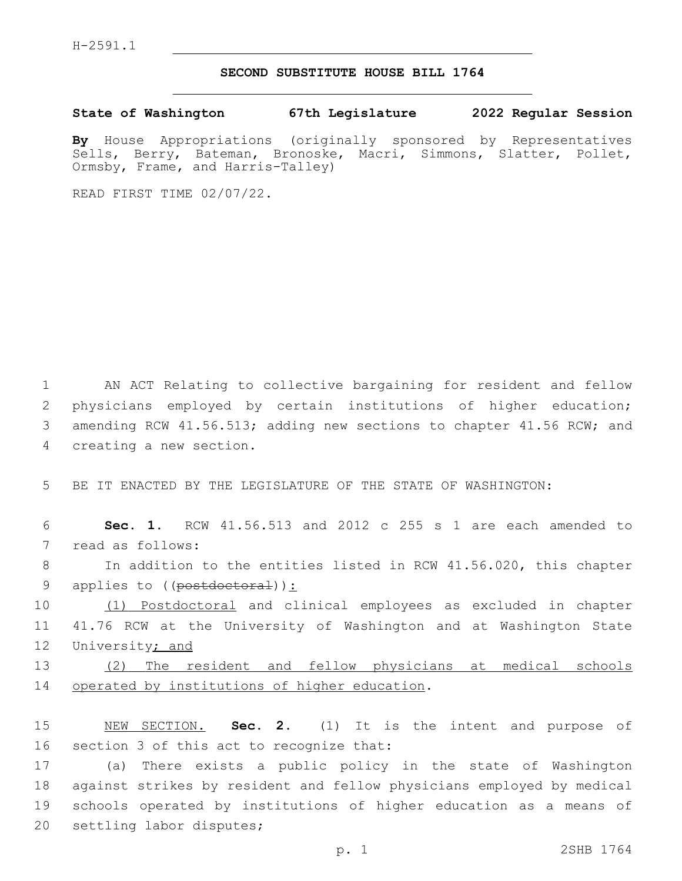H-2591.1

**SECOND SUBSTITUTE HOUSE BILL 1764**

**State of Washington 67th Legislature 2022 Regular Session**

**By** House Appropriations (originally sponsored by Representatives Sells, Berry, Bateman, Bronoske, Macri, Simmons, Slatter, Pollet, Ormsby, Frame, and Harris-Talley)

READ FIRST TIME 02/07/22.

1 AN ACT Relating to collective bargaining for resident and fellow
2 physicians employed by certain institutions of higher education;
3 amending RCW 41.56.513; adding new sections to chapter 41.56 RCW; and
4 creating a new section.

5 BE IT ENACTED BY THE LEGISLATURE OF THE STATE OF WASHINGTON:

6 **Sec. 1.** RCW 41.56.513 and 2012 c 255 s 1 are each amended to
7 read as follows:

8 In addition to the entities listed in RCW 41.56.020, this chapter
9 applies to ((~~postdoctoral~~))<u>:</u>

10 <u>(1) Postdoctoral</u> and clinical employees as excluded in chapter
11 41.76 RCW at the University of Washington and at Washington State
12 University<u>; and</u>

13 <u>(2) The resident and fellow physicians at medical schools</u>
14 <u>operated by institutions of higher education</u>.

15 <u>NEW SECTION.</u> **Sec. 2.** (1) It is the intent and purpose of
16 section 3 of this act to recognize that:

17 (a) There exists a public policy in the state of Washington
18 against strikes by resident and fellow physicians employed by medical
19 schools operated by institutions of higher education as a means of
20 settling labor disputes;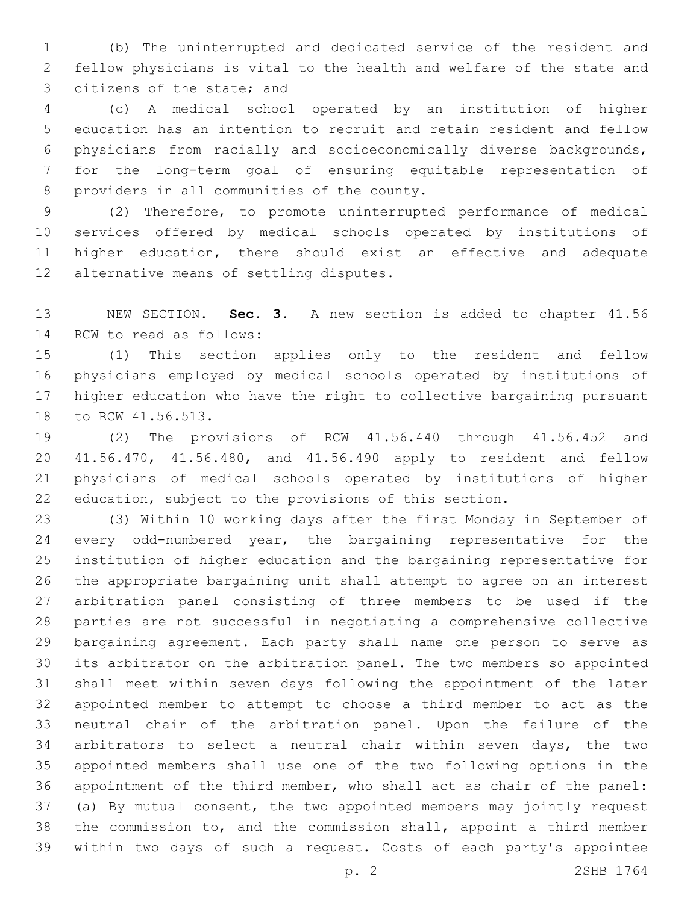(b) The uninterrupted and dedicated service of the resident and fellow physicians is vital to the health and welfare of the state and citizens of the state; and

(c) A medical school operated by an institution of higher education has an intention to recruit and retain resident and fellow physicians from racially and socioeconomically diverse backgrounds, for the long-term goal of ensuring equitable representation of providers in all communities of the county.

(2) Therefore, to promote uninterrupted performance of medical services offered by medical schools operated by institutions of higher education, there should exist an effective and adequate alternative means of settling disputes.

NEW SECTION. **Sec. 3.** A new section is added to chapter 41.56 RCW to read as follows:

(1) This section applies only to the resident and fellow physicians employed by medical schools operated by institutions of higher education who have the right to collective bargaining pursuant to RCW 41.56.513.

(2) The provisions of RCW 41.56.440 through 41.56.452 and 41.56.470, 41.56.480, and 41.56.490 apply to resident and fellow physicians of medical schools operated by institutions of higher education, subject to the provisions of this section.

(3) Within 10 working days after the first Monday in September of every odd-numbered year, the bargaining representative for the institution of higher education and the bargaining representative for the appropriate bargaining unit shall attempt to agree on an interest arbitration panel consisting of three members to be used if the parties are not successful in negotiating a comprehensive collective bargaining agreement. Each party shall name one person to serve as its arbitrator on the arbitration panel. The two members so appointed shall meet within seven days following the appointment of the later appointed member to attempt to choose a third member to act as the neutral chair of the arbitration panel. Upon the failure of the arbitrators to select a neutral chair within seven days, the two appointed members shall use one of the two following options in the appointment of the third member, who shall act as chair of the panel: (a) By mutual consent, the two appointed members may jointly request the commission to, and the commission shall, appoint a third member within two days of such a request. Costs of each party's appointee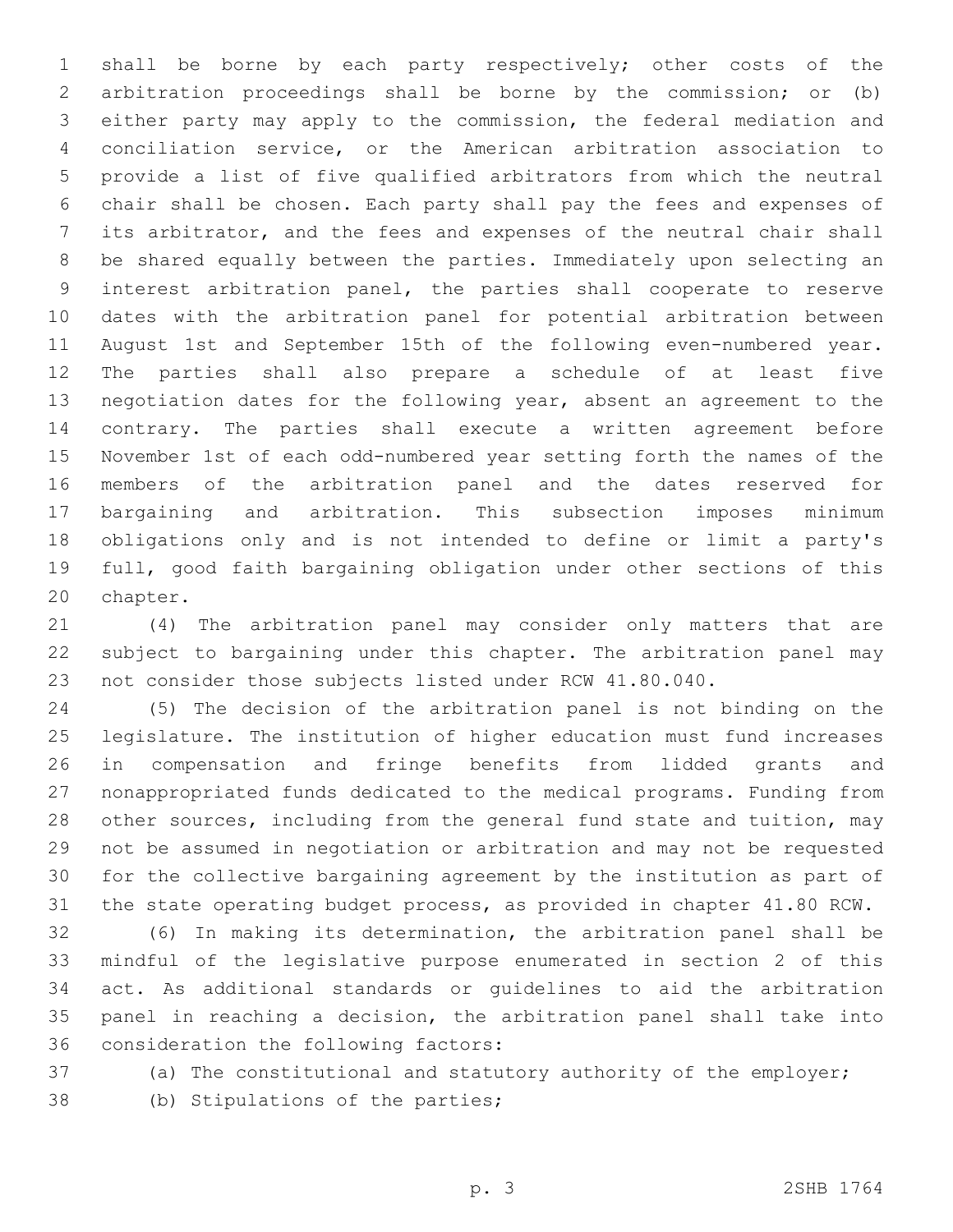shall be borne by each party respectively; other costs of the arbitration proceedings shall be borne by the commission; or (b) either party may apply to the commission, the federal mediation and conciliation service, or the American arbitration association to provide a list of five qualified arbitrators from which the neutral chair shall be chosen. Each party shall pay the fees and expenses of its arbitrator, and the fees and expenses of the neutral chair shall be shared equally between the parties. Immediately upon selecting an interest arbitration panel, the parties shall cooperate to reserve dates with the arbitration panel for potential arbitration between August 1st and September 15th of the following even-numbered year. The parties shall also prepare a schedule of at least five negotiation dates for the following year, absent an agreement to the contrary. The parties shall execute a written agreement before November 1st of each odd-numbered year setting forth the names of the members of the arbitration panel and the dates reserved for bargaining and arbitration. This subsection imposes minimum obligations only and is not intended to define or limit a party's full, good faith bargaining obligation under other sections of this chapter.

(4) The arbitration panel may consider only matters that are subject to bargaining under this chapter. The arbitration panel may not consider those subjects listed under RCW 41.80.040.

(5) The decision of the arbitration panel is not binding on the legislature. The institution of higher education must fund increases in compensation and fringe benefits from lidded grants and nonappropriated funds dedicated to the medical programs. Funding from other sources, including from the general fund state and tuition, may not be assumed in negotiation or arbitration and may not be requested for the collective bargaining agreement by the institution as part of the state operating budget process, as provided in chapter 41.80 RCW.

(6) In making its determination, the arbitration panel shall be mindful of the legislative purpose enumerated in section 2 of this act. As additional standards or guidelines to aid the arbitration panel in reaching a decision, the arbitration panel shall take into consideration the following factors:

(a) The constitutional and statutory authority of the employer;

(b) Stipulations of the parties;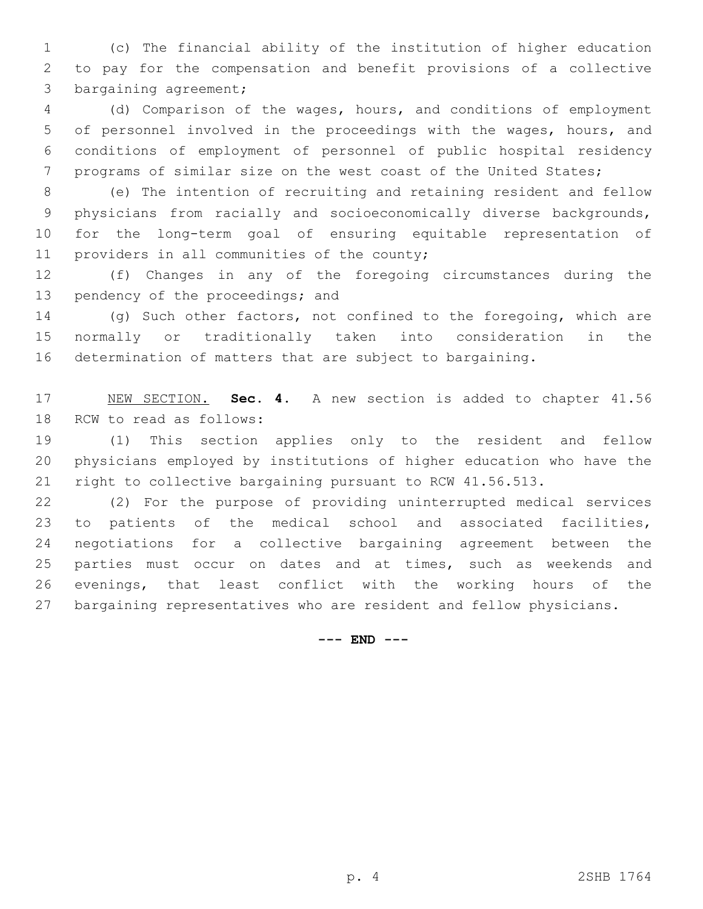(c) The financial ability of the institution of higher education to pay for the compensation and benefit provisions of a collective bargaining agreement;

(d) Comparison of the wages, hours, and conditions of employment of personnel involved in the proceedings with the wages, hours, and conditions of employment of personnel of public hospital residency programs of similar size on the west coast of the United States;

(e) The intention of recruiting and retaining resident and fellow physicians from racially and socioeconomically diverse backgrounds, for the long-term goal of ensuring equitable representation of providers in all communities of the county;

(f) Changes in any of the foregoing circumstances during the pendency of the proceedings; and

(g) Such other factors, not confined to the foregoing, which are normally or traditionally taken into consideration in the determination of matters that are subject to bargaining.

NEW SECTION. **Sec. 4.** A new section is added to chapter 41.56 RCW to read as follows:

(1) This section applies only to the resident and fellow physicians employed by institutions of higher education who have the right to collective bargaining pursuant to RCW 41.56.513.

(2) For the purpose of providing uninterrupted medical services to patients of the medical school and associated facilities, negotiations for a collective bargaining agreement between the parties must occur on dates and at times, such as weekends and evenings, that least conflict with the working hours of the bargaining representatives who are resident and fellow physicians.

**--- END ---**